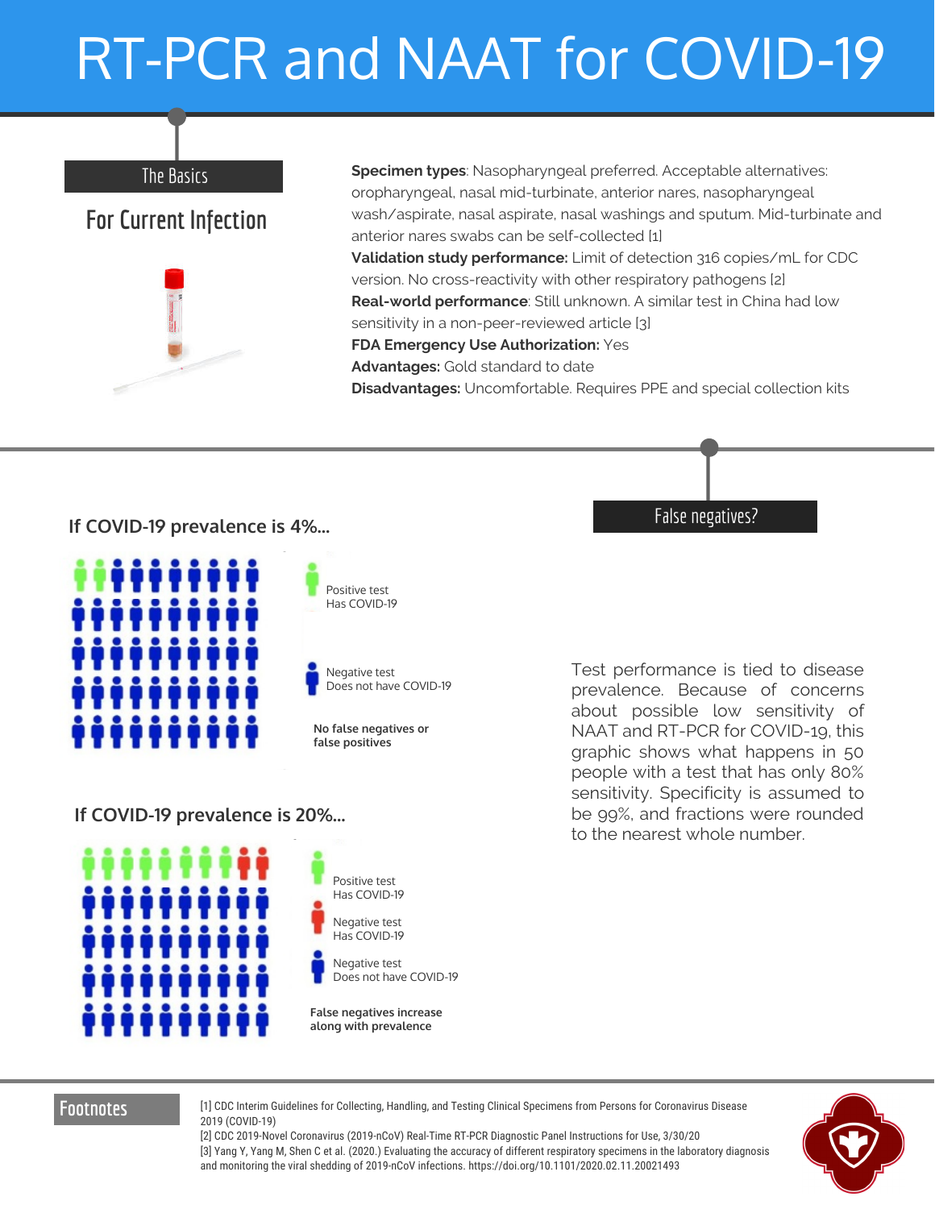# RT-PCR and NAAT for COVID-19

## The Basics

### For Current Infection

**Specimen types**: Nasopharyngeal preferred. Acceptable alternatives: oropharyngeal, nasal mid-turbinate, anterior nares, nasopharyngeal wash/aspirate, nasal aspirate, nasal washings and sputum. Mid-turbinate and anterior nares swabs can be self-collected [1]

**Validation study performance:** Limit of detection 316 copies/mL for CDC version. No cross-reactivity with other respiratory pathogens [2]

**Real-world performance**: Still unknown. A similar test in China had low sensitivity in a non-peer-reviewed article [3]

**FDA Emergency Use Authorization:** Yes

**Advantages:** Gold standard to date

**Disadvantages:** Uncomfortable. Requires PPE and special collection kits

## False negatives?

**If COVID-19 prevalence is 4%...**

Positive test
Has COVID-19

Negative test
Does not have COVID-19

**No false negatives or false positives**

**If COVID-19 prevalence is 20%...**

Positive test
Has COVID-19

Negative test
Has COVID-19

Negative test
Does not have COVID-19

**False negatives increase along with prevalence**

Test performance is tied to disease prevalence. Because of concerns about possible low sensitivity of NAAT and RT-PCR for COVID-19, this graphic shows what happens in 50 people with a test that has only 80% sensitivity. Specificity is assumed to be 99%, and fractions were rounded to the nearest whole number.

## Footnotes

[1] CDC Interim Guidelines for Collecting, Handling, and Testing Clinical Specimens from Persons for Coronavirus Disease 2019 (COVID-19)

[2] CDC 2019-Novel Coronavirus (2019-nCoV) Real-Time RT-PCR Diagnostic Panel Instructions for Use, 3/30/20

[3] Yang Y, Yang M, Shen C et al. (2020.) Evaluating the accuracy of different respiratory specimens in the laboratory diagnosis and monitoring the viral shedding of 2019-nCoV infections. https://doi.org/10.1101/2020.02.11.20021493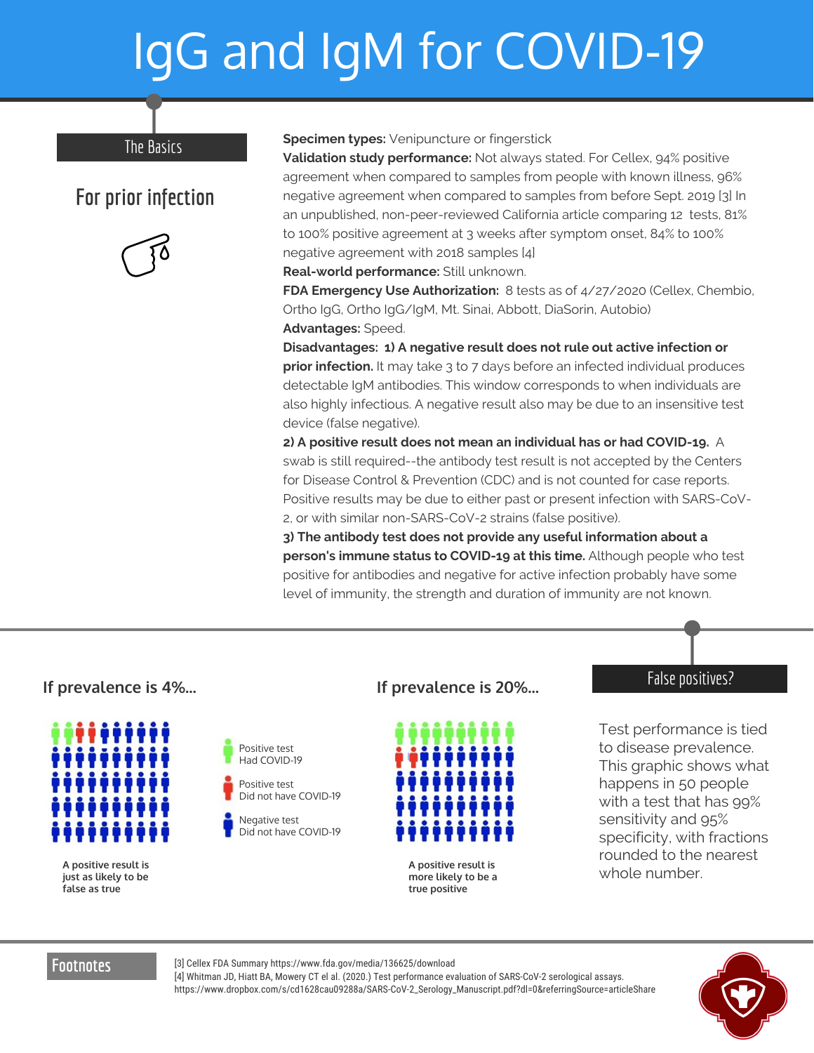# IgG and IgM for COVID-19

## The Basics

### For prior infection

**Specimen types:** Venipuncture or fingerstick

**Validation study performance:** Not always stated. For Cellex, 94% positive agreement when compared to samples from people with known illness, 96% negative agreement when compared to samples from before Sept. 2019 [3] In an unpublished, non-peer-reviewed California article comparing 12 tests, 81% to 100% positive agreement at 3 weeks after symptom onset, 84% to 100% negative agreement with 2018 samples [4]

**Real-world performance:** Still unknown.

**FDA Emergency Use Authorization:** 8 tests as of 4/27/2020 (Cellex, Chembio, Ortho IgG, Ortho IgG/IgM, Mt. Sinai, Abbott, DiaSorin, Autobio)

**Advantages:** Speed.

**Disadvantages: 1) A negative result does not rule out active infection or prior infection.** It may take 3 to 7 days before an infected individual produces detectable IgM antibodies. This window corresponds to when individuals are also highly infectious. A negative result also may be due to an insensitive test device (false negative).

**2) A positive result does not mean an individual has or had COVID-19.** A swab is still required--the antibody test result is not accepted by the Centers for Disease Control & Prevention (CDC) and is not counted for case reports. Positive results may be due to either past or present infection with SARS-CoV-2, or with similar non-SARS-CoV-2 strains (false positive).

**3) The antibody test does not provide any useful information about a person's immune status to COVID-19 at this time.** Although people who test positive for antibodies and negative for active infection probably have some level of immunity, the strength and duration of immunity are not known.

### If prevalence is 4%...

Positive test
Had COVID-19

Positive test
Did not have COVID-19

Negative test
Did not have COVID-19

**A positive result is just as likely to be false as true**

### If prevalence is 20%...

**A positive result is more likely to be a true positive**

## False positives?

Test performance is tied to disease prevalence. This graphic shows what happens in 50 people with a test that has 99% sensitivity and 95% specificity, with fractions rounded to the nearest whole number.

## Footnotes

[3] Cellex FDA Summary https://www.fda.gov/media/136625/download
[4] Whitman JD, Hiatt BA, Mowery CT el al. (2020.) Test performance evaluation of SARS-CoV-2 serological assays. https://www.dropbox.com/s/cd1628cau09288a/SARS-CoV-2_Serology_Manuscript.pdf?dl=0&referringSource=articleShare